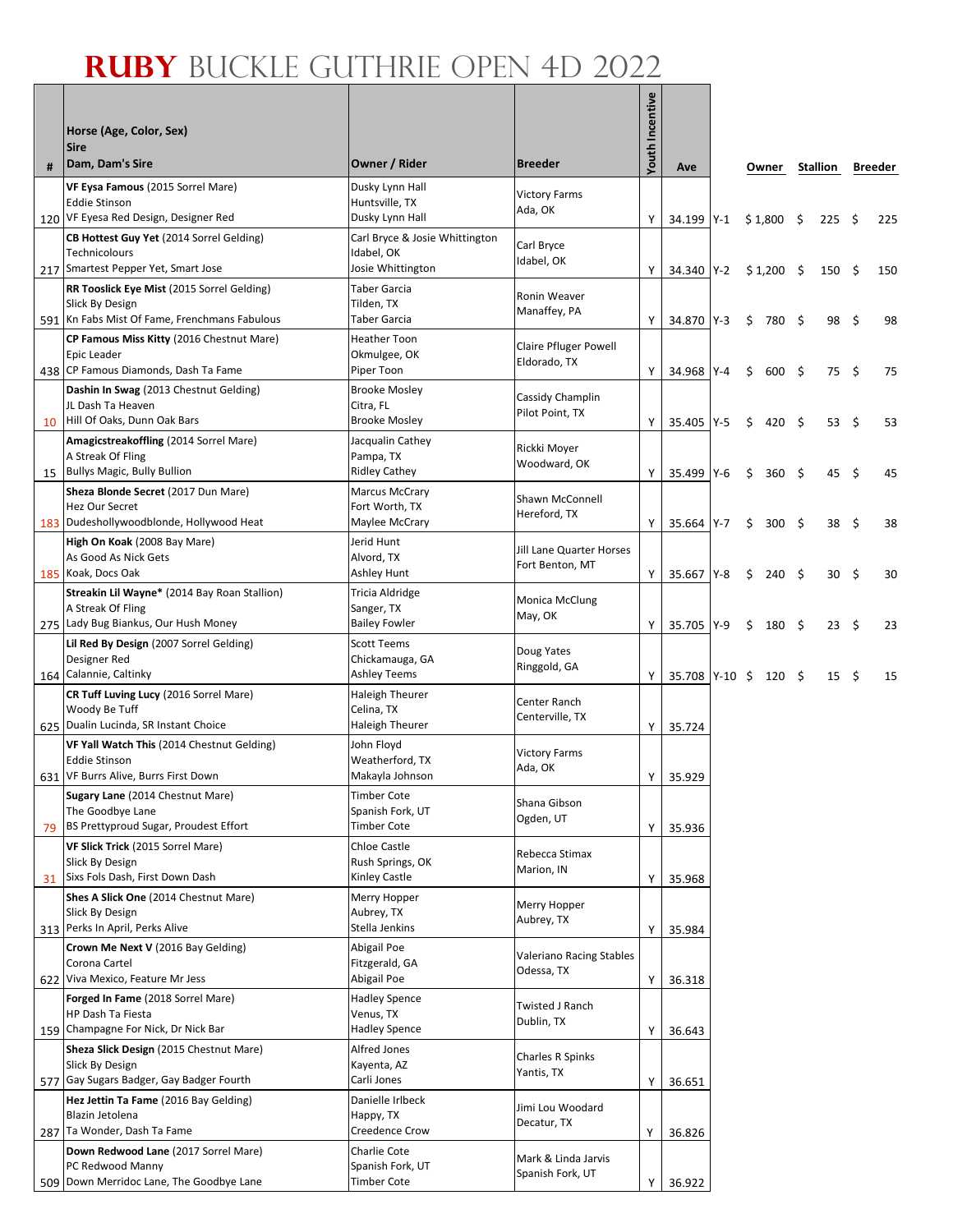# RUBY BUCKLE GUTHRIE OPEN 4D 2022

| # | Horse (Age, Color, Sex)<br>Sire<br>Dam, Dam's Sire | Owner / Rider | Breeder | Youth Incentive | Ave | | Owner | Stallion | Breeder |
|---|---|---|---|---|---|---|---|---|---|
| 120 | **VF Eysa Famous** (2015 Sorrel Mare)<br>Eddie Stinson<br>VF Eyesa Red Design, Designer Red | Dusky Lynn Hall<br>Huntsville, TX<br>Dusky Lynn Hall | Victory Farms<br>Ada, OK | Y | 34.199 | Y-1 | $ 1,800 | $ 225 | $ 225 |
| 217 | **CB Hottest Guy Yet** (2014 Sorrel Gelding)<br>Technicolours<br>Smartest Pepper Yet, Smart Jose | Carl Bryce & Josie Whittington<br>Idabel, OK<br>Josie Whittington | Carl Bryce<br>Idabel, OK | Y | 34.340 | Y-2 | $ 1,200 | $ 150 | $ 150 |
| 591 | **RR Tooslick Eye Mist** (2015 Sorrel Gelding)<br>Slick By Design<br>Kn Fabs Mist Of Fame, Frenchmans Fabulous | Taber Garcia<br>Tilden, TX<br>Taber Garcia | Ronin Weaver<br>Manaffey, PA | Y | 34.870 | Y-3 | $ 780 | $ 98 | $ 98 |
| 438 | **CP Famous Miss Kitty** (2016 Chestnut Mare)<br>Epic Leader<br>CP Famous Diamonds, Dash Ta Fame | Heather Toon<br>Okmulgee, OK<br>Piper Toon | Claire Pfluger Powell<br>Eldorado, TX | Y | 34.968 | Y-4 | $ 600 | $ 75 | $ 75 |
| 10 | **Dashin In Swag** (2013 Chestnut Gelding)<br>JL Dash Ta Heaven<br>Hill Of Oaks, Dunn Oak Bars | Brooke Mosley<br>Citra, FL<br>Brooke Mosley | Cassidy Champlin<br>Pilot Point, TX | Y | 35.405 | Y-5 | $ 420 | $ 53 | $ 53 |
| 15 | **Amagicstreakoffling** (2014 Sorrel Mare)<br>A Streak Of Fling<br>Bullys Magic, Bully Bullion | Jacqualin Cathey<br>Pampa, TX<br>Ridley Cathey | Rickki Moyer<br>Woodward, OK | Y | 35.499 | Y-6 | $ 360 | $ 45 | $ 45 |
| 183 | **Sheza Blonde Secret** (2017 Dun Mare)<br>Hez Our Secret<br>Dudeshollywoodblonde, Hollywood Heat | Marcus McCrary<br>Fort Worth, TX<br>Maylee McCrary | Shawn McConnell<br>Hereford, TX | Y | 35.664 | Y-7 | $ 300 | $ 38 | $ 38 |
| 185 | **High On Koak** (2008 Bay Mare)<br>As Good As Nick Gets<br>Koak, Docs Oak | Jerid Hunt<br>Alvord, TX<br>Ashley Hunt | Jill Lane Quarter Horses<br>Fort Benton, MT | Y | 35.667 | Y-8 | $ 240 | $ 30 | $ 30 |
| 275 | **Streakin Lil Wayne*** (2014 Bay Roan Stallion)<br>A Streak Of Fling<br>Lady Bug Biankus, Our Hush Money | Tricia Aldridge<br>Sanger, TX<br>Bailey Fowler | Monica McClung<br>May, OK | Y | 35.705 | Y-9 | $ 180 | $ 23 | $ 23 |
| 164 | **Lil Red By Design** (2007 Sorrel Gelding)<br>Designer Red<br>Calannie, Caltinky | Scott Teems<br>Chickamauga, GA<br>Ashley Teems | Doug Yates<br>Ringgold, GA | Y | 35.708 | Y-10 | $ 120 | $ 15 | $ 15 |
| 625 | **CR Tuff Luving Lucy** (2016 Sorrel Mare)<br>Woody Be Tuff<br>Dualin Lucinda, SR Instant Choice | Haleigh Theurer<br>Celina, TX<br>Haleigh Theurer | Center Ranch<br>Centerville, TX | Y | 35.724 | | | | |
| 631 | **VF Yall Watch This** (2014 Chestnut Gelding)<br>Eddie Stinson<br>VF Burrs Alive, Burrs First Down | John Floyd<br>Weatherford, TX<br>Makayla Johnson | Victory Farms<br>Ada, OK | Y | 35.929 | | | | |
| 79 | **Sugary Lane** (2014 Chestnut Mare)<br>The Goodbye Lane<br>BS Prettyproud Sugar, Proudest Effort | Timber Cote<br>Spanish Fork, UT<br>Timber Cote | Shana Gibson<br>Ogden, UT | Y | 35.936 | | | | |
| 31 | **VF Slick Trick** (2015 Sorrel Mare)<br>Slick By Design<br>Sixs Fols Dash, First Down Dash | Chloe Castle<br>Rush Springs, OK<br>Kinley Castle | Rebecca Stimax<br>Marion, IN | Y | 35.968 | | | | |
| 313 | **Shes A Slick One** (2014 Chestnut Mare)<br>Slick By Design<br>Perks In April, Perks Alive | Merry Hopper<br>Aubrey, TX<br>Stella Jenkins | Merry Hopper<br>Aubrey, TX | Y | 35.984 | | | | |
| 622 | **Crown Me Next V** (2016 Bay Gelding)<br>Corona Cartel<br>Viva Mexico, Feature Mr Jess | Abigail Poe<br>Fitzgerald, GA<br>Abigail Poe | Valeriano Racing Stables<br>Odessa, TX | Y | 36.318 | | | | |
| 159 | **Forged In Fame** (2018 Sorrel Mare)<br>HP Dash Ta Fiesta<br>Champagne For Nick, Dr Nick Bar | Hadley Spence<br>Venus, TX<br>Hadley Spence | Twisted J Ranch<br>Dublin, TX | Y | 36.643 | | | | |
| 577 | **Sheza Slick Design** (2015 Chestnut Mare)<br>Slick By Design<br>Gay Sugars Badger, Gay Badger Fourth | Alfred Jones<br>Kayenta, AZ<br>Carli Jones | Charles R Spinks<br>Yantis, TX | Y | 36.651 | | | | |
| 287 | **Hez Jettin Ta Fame** (2016 Bay Gelding)<br>Blazin Jetolena<br>Ta Wonder, Dash Ta Fame | Danielle Irlbeck<br>Happy, TX<br>Creedence Crow | Jimi Lou Woodard<br>Decatur, TX | Y | 36.826 | | | | |
| 509 | **Down Redwood Lane** (2017 Sorrel Mare)<br>PC Redwood Manny<br>Down Merridoc Lane, The Goodbye Lane | Charlie Cote<br>Spanish Fork, UT<br>Timber Cote | Mark & Linda Jarvis<br>Spanish Fork, UT | Y | 36.922 | | | | |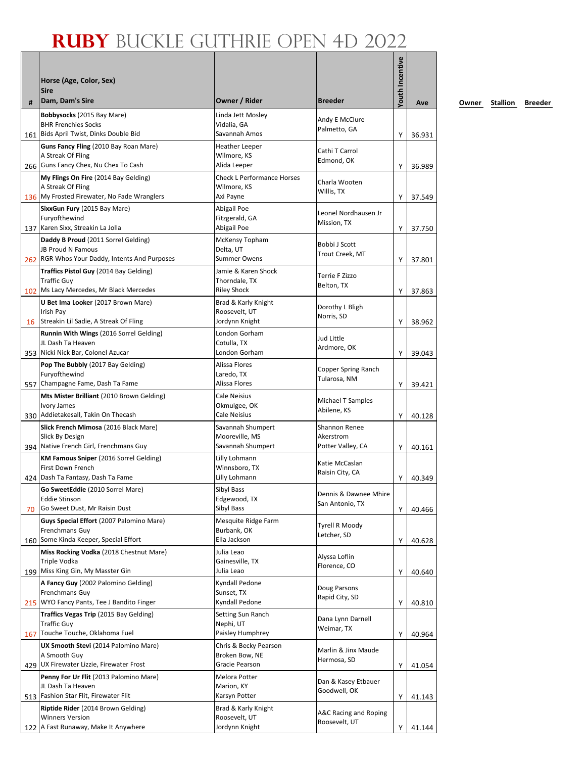# RUBY BUCKLE GUTHRIE OPEN 4D 2022

| # | Horse (Age, Color, Sex)<br>Sire<br>Dam, Dam's Sire | Owner / Rider | Breeder | Youth Incentive | Ave | Owner | Stallion | Breeder |
|---|---|---|---|---|---|---|---|---|
| 161 | **Bobbysocks** (2015 Bay Mare)<br>BHR Frenchies Socks<br>Bids April Twist, Dinks Double Bid | Linda Jett Mosley<br>Vidalia, GA<br>Savannah Amos | Andy E McClure<br>Palmetto, GA | Y | 36.931 | | | |
| 266 | **Guns Fancy Fling** (2010 Bay Roan Mare)<br>A Streak Of Fling<br>Guns Fancy Chex, Nu Chex To Cash | Heather Leeper<br>Wilmore, KS<br>Alida Leeper | Cathi T Carrol<br>Edmond, OK | Y | 36.989 | | | |
| 136 | **My Flings On Fire** (2014 Bay Gelding)<br>A Streak Of Fling<br>My Frosted Firewater, No Fade Wranglers | Check L Performance Horses<br>Wilmore, KS<br>Axi Payne | Charla Wooten<br>Willis, TX | Y | 37.549 | | | |
| 137 | **SixxGun Fury** (2015 Bay Mare)<br>Furyofthewind<br>Karen Sixx, Streakin La Jolla | Abigail Poe<br>Fitzgerald, GA<br>Abigail Poe | Leonel Nordhausen Jr<br>Mission, TX | Y | 37.750 | | | |
| 262 | **Daddy B Proud** (2011 Sorrel Gelding)<br>JB Proud N Famous<br>RGR Whos Your Daddy, Intents And Purposes | McKensy Topham<br>Delta, UT<br>Summer Owens | Bobbi J Scott<br>Trout Creek, MT | Y | 37.801 | | | |
| 102 | **Traffics Pistol Guy** (2014 Bay Gelding)<br>Traffic Guy<br>Ms Lacy Mercedes, Mr Black Mercedes | Jamie & Karen Shock<br>Thorndale, TX<br>Riley Shock | Terrie F Zizzo<br>Belton, TX | Y | 37.863 | | | |
| 16 | **U Bet Ima Looker** (2017 Brown Mare)<br>Irish Pay<br>Streakin Lil Sadie, A Streak Of Fling | Brad & Karly Knight<br>Roosevelt, UT<br>Jordynn Knight | Dorothy L Bligh<br>Norris, SD | Y | 38.962 | | | |
| 353 | **Runnin With Wings** (2016 Sorrel Gelding)<br>JL Dash Ta Heaven<br>Nicki Nick Bar, Colonel Azucar | London Gorham<br>Cotulla, TX<br>London Gorham | Jud Little<br>Ardmore, OK | Y | 39.043 | | | |
| 557 | **Pop The Bubbly** (2017 Bay Gelding)<br>Furyofthewind<br>Champagne Fame, Dash Ta Fame | Alissa Flores<br>Laredo, TX<br>Alissa Flores | Copper Spring Ranch<br>Tularosa, NM | Y | 39.421 | | | |
| 330 | **Mts Mister Brilliant** (2010 Brown Gelding)<br>Ivory James<br>Addietakesall, Takin On Thecash | Cale Neisius<br>Okmulgee, OK<br>Cale Neisius | Michael T Samples<br>Abilene, KS | Y | 40.128 | | | |
| 394 | **Slick French Mimosa** (2016 Black Mare)<br>Slick By Design<br>Native French Girl, Frenchmans Guy | Savannah Shumpert<br>Mooreville, MS<br>Savannah Shumpert | Shannon Renee Akerstrom<br>Potter Valley, CA | Y | 40.161 | | | |
| 424 | **KM Famous Sniper** (2016 Sorrel Gelding)<br>First Down French<br>Dash Ta Fantasy, Dash Ta Fame | Lilly Lohmann<br>Winnsboro, TX<br>Lilly Lohmann | Katie McCaslan<br>Raisin City, CA | Y | 40.349 | | | |
| 70 | **Go SweetEddie** (2010 Sorrel Mare)<br>Eddie Stinson<br>Go Sweet Dust, Mr Raisin Dust | Sibyl Bass<br>Edgewood, TX<br>Sibyl Bass | Dennis & Dawnee Mhire<br>San Antonio, TX | Y | 40.466 | | | |
| 160 | **Guys Special Effort** (2007 Palomino Mare)<br>Frenchmans Guy<br>Some Kinda Keeper, Special Effort | Mesquite Ridge Farm<br>Burbank, OK<br>Ella Jackson | Tyrell R Moody<br>Letcher, SD | Y | 40.628 | | | |
| 199 | **Miss Rocking Vodka** (2018 Chestnut Mare)<br>Triple Vodka<br>Miss King Gin, My Masster Gin | Julia Leao<br>Gainesville, TX<br>Julia Leao | Alyssa Loflin<br>Florence, CO | Y | 40.640 | | | |
| 215 | **A Fancy Guy** (2002 Palomino Gelding)<br>Frenchmans Guy<br>WYO Fancy Pants, Tee J Bandito Finger | Kyndall Pedone<br>Sunset, TX<br>Kyndall Pedone | Doug Parsons<br>Rapid City, SD | Y | 40.810 | | | |
| 167 | **Traffics Vegas Trip** (2015 Bay Gelding)<br>Traffic Guy<br>Touche Touche, Oklahoma Fuel | Setting Sun Ranch<br>Nephi, UT<br>Paisley Humphrey | Dana Lynn Darnell<br>Weimar, TX | Y | 40.964 | | | |
| 429 | **UX Smooth Stevi** (2014 Palomino Mare)<br>A Smooth Guy<br>UX Firewater Lizzie, Firewater Frost | Chris & Becky Pearson<br>Broken Bow, NE<br>Gracie Pearson | Marlin & Jinx Maude<br>Hermosa, SD | Y | 41.054 | | | |
| 513 | **Penny For Ur Flit** (2013 Palomino Mare)<br>JL Dash Ta Heaven<br>Fashion Star Flit, Firewater Flit | Melora Potter<br>Marion, KY<br>Karsyn Potter | Dan & Kasey Etbauer<br>Goodwell, OK | Y | 41.143 | | | |
| 122 | **Riptide Rider** (2014 Brown Gelding)<br>Winners Version<br>A Fast Runaway, Make It Anywhere | Brad & Karly Knight<br>Roosevelt, UT<br>Jordynn Knight | A&C Racing and Roping<br>Roosevelt, UT | Y | 41.144 | | | |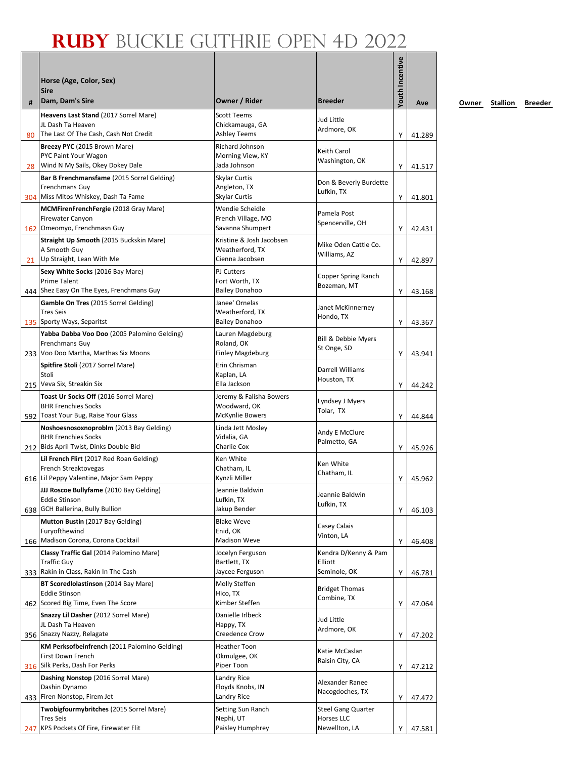# RUBY BUCKLE GUTHRIE OPEN 4D 2022

| # | Horse (Age, Color, Sex)<br>Sire<br>Dam, Dam's Sire | Owner / Rider | Breeder | Youth Incentive | Ave | Owner | Stallion | Breeder |
|---|---|---|---|---|---|---|---|---|
| 80 | **Heavens Last Stand** (2017 Sorrel Mare)<br>JL Dash Ta Heaven<br>The Last Of The Cash, Cash Not Credit | Scott Teems<br>Chickamauga, GA<br>Ashley Teems | Jud Little<br>Ardmore, OK | Y | 41.289 | | | |
| 28 | **Breezy PYC** (2015 Brown Mare)<br>PYC Paint Your Wagon<br>Wind N My Sails, Okey Dokey Dale | Richard Johnson<br>Morning View, KY<br>Jada Johnson | Keith Carol<br>Washington, OK | Y | 41.517 | | | |
| 304 | **Bar B Frenchmansfame** (2015 Sorrel Gelding)<br>Frenchmans Guy<br>Miss Mitos Whiskey, Dash Ta Fame | Skylar Curtis<br>Angleton, TX<br>Skylar Curtis | Don & Beverly Burdette<br>Lufkin, TX | Y | 41.801 | | | |
| 162 | **MCMFirenFrenchFergie** (2018 Gray Mare)<br>Firewater Canyon<br>Omeomyo, Frenchmasn Guy | Wendie Scheidle<br>French Village, MO<br>Savanna Shumpert | Pamela Post<br>Spencerville, OH | Y | 42.431 | | | |
| 21 | **Straight Up Smooth** (2015 Buckskin Mare)<br>A Smooth Guy<br>Up Straight, Lean With Me | Kristine & Josh Jacobsen<br>Weatherford, TX<br>Cienna Jacobsen | Mike Oden Cattle Co.<br>Williams, AZ | Y | 42.897 | | | |
| 444 | **Sexy White Socks** (2016 Bay Mare)<br>Prime Talent<br>Shez Easy On The Eyes, Frenchmans Guy | PJ Cutters<br>Fort Worth, TX<br>Bailey Donahoo | Copper Spring Ranch<br>Bozeman, MT | Y | 43.168 | | | |
| 135 | **Gamble On Tres** (2015 Sorrel Gelding)<br>Tres Seis<br>Sporty Ways, Separitst | Janee' Ornelas<br>Weatherford, TX<br>Bailey Donahoo | Janet McKinnerney<br>Hondo, TX | Y | 43.367 | | | |
| 233 | **Yabba Dabba Voo Doo** (2005 Palomino Gelding)<br>Frenchmans Guy<br>Voo Doo Martha, Marthas Six Moons | Lauren Magdeburg<br>Roland, OK<br>Finley Magdeburg | Bill & Debbie Myers<br>St Onge, SD | Y | 43.941 | | | |
| 215 | **Spitfire Stoli** (2017 Sorrel Mare)<br>Stoli<br>Veva Six, Streakin Six | Erin Chrisman<br>Kaplan, LA<br>Ella Jackson | Darrell Williams<br>Houston, TX | Y | 44.242 | | | |
| 592 | **Toast Ur Socks Off** (2016 Sorrel Mare)<br>BHR Frenchies Socks<br>Toast Your Bug, Raise Your Glass | Jeremy & Falisha Bowers<br>Woodward, OK<br>McKynlie Bowers | Lyndsey J Myers<br>Tolar, TX | Y | 44.844 | | | |
| 212 | **Noshoesnosoxnoproblm** (2013 Bay Gelding)<br>BHR Frenchies Socks<br>Bids April Twist, Dinks Double Bid | Linda Jett Mosley<br>Vidalia, GA<br>Charlie Cox | Andy E McClure<br>Palmetto, GA | Y | 45.926 | | | |
| 616 | **Lil French Flirt** (2017 Red Roan Gelding)<br>French Streaktovegas<br>Lil Peppy Valentine, Major Sam Peppy | Ken White<br>Chatham, IL<br>Kynzli Miller | Ken White<br>Chatham, IL | Y | 45.962 | | | |
| 638 | **JJJ Roscoe Bullyfame** (2010 Bay Gelding)<br>Eddie Stinson<br>GCH Ballerina, Bully Bullion | Jeannie Baldwin<br>Lufkin, TX<br>Jakup Bender | Jeannie Baldwin<br>Lufkin, TX | Y | 46.103 | | | |
| 166 | **Mutton Bustin** (2017 Bay Gelding)<br>Furyofthewind<br>Madison Corona, Corona Cocktail | Blake Weve<br>Enid, OK<br>Madison Weve | Casey Calais<br>Vinton, LA | Y | 46.408 | | | |
| 333 | **Classy Traffic Gal** (2014 Palomino Mare)<br>Traffic Guy<br>Rakin in Class, Rakin In The Cash | Jocelyn Ferguson<br>Bartlett, TX<br>Jaycee Ferguson | Kendra D/Kenny & Pam Elliott<br>Seminole, OK | Y | 46.781 | | | |
| 462 | **BT Scoredlolastinson** (2014 Bay Mare)<br>Eddie Stinson<br>Scored Big Time, Even The Score | Molly Steffen<br>Hico, TX<br>Kimber Steffen | Bridget Thomas<br>Combine, TX | Y | 47.064 | | | |
| 356 | **Snazzy Lil Dasher** (2012 Sorrel Mare)<br>JL Dash Ta Heaven<br>Snazzy Nazzy, Relagate | Danielle Irlbeck<br>Happy, TX<br>Creedence Crow | Jud Little<br>Ardmore, OK | Y | 47.202 | | | |
| 316 | **KM Perksofbeinfrench** (2011 Palomino Gelding)<br>First Down French<br>Silk Perks, Dash For Perks | Heather Toon<br>Okmulgee, OK<br>Piper Toon | Katie McCaslan<br>Raisin City, CA | Y | 47.212 | | | |
| 433 | **Dashing Nonstop** (2016 Sorrel Mare)<br>Dashin Dynamo<br>Firen Nonstop, Firem Jet | Landry Rice<br>Floyds Knobs, IN<br>Landry Rice | Alexander Ranee<br>Nacogdoches, TX | Y | 47.472 | | | |
| 247 | **Twobigfourmybritches** (2015 Sorrel Mare)<br>Tres Seis<br>KPS Pockets Of Fire, Firewater Flit | Setting Sun Ranch<br>Nephi, UT<br>Paisley Humphrey | Steel Gang Quarter Horses LLC<br>Newellton, LA | Y | 47.581 | | | |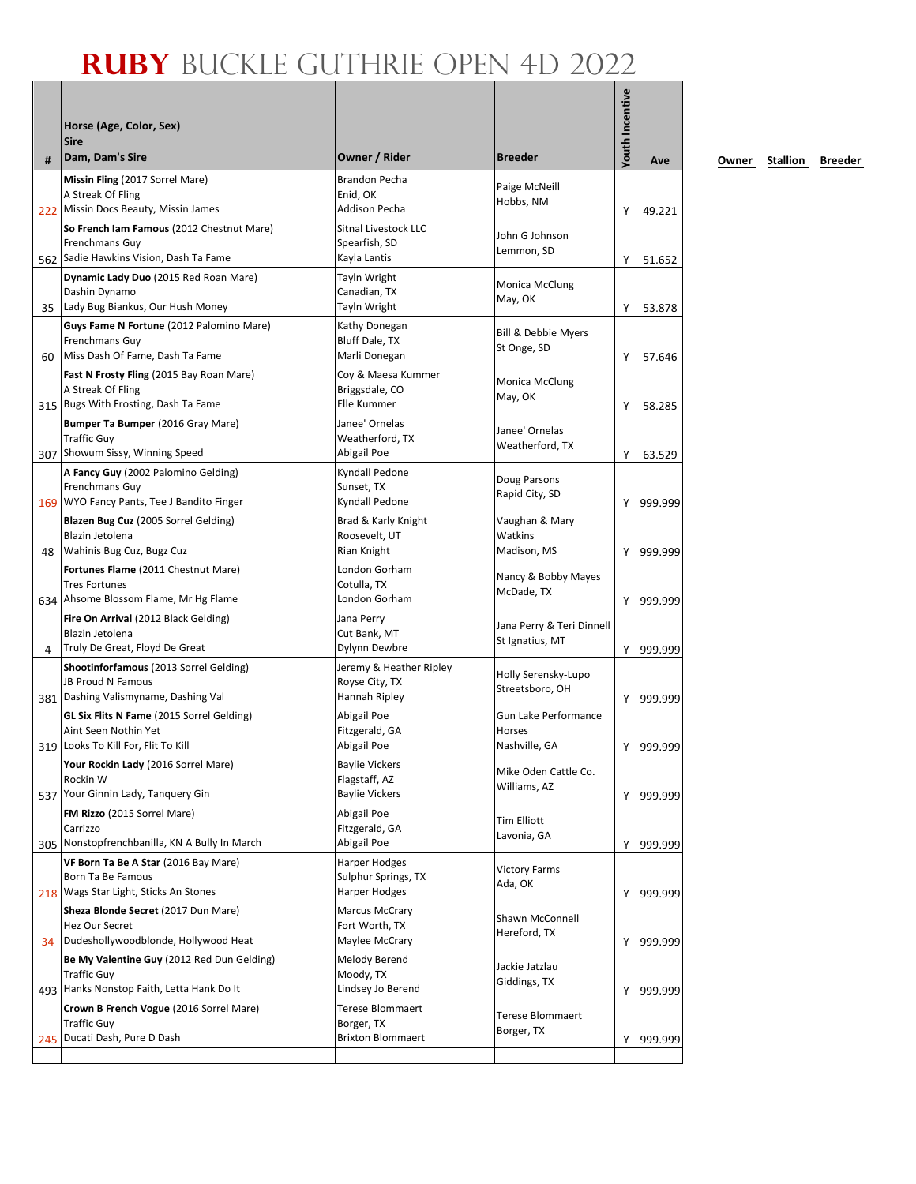# RUBY BUCKLE GUTHRIE OPEN 4D 2022

| # | Horse (Age, Color, Sex)<br>Sire<br>Dam, Dam's Sire | Owner / Rider | Breeder | Youth Incentive | Ave | Owner | Stallion | Breeder |
|---|---|---|---|---|---|---|---|---|
| 222 | **Missin Fling** (2017 Sorrel Mare)<br>A Streak Of Fling<br>Missin Docs Beauty, Missin James | Brandon Pecha<br>Enid, OK<br>Addison Pecha | Paige McNeill<br>Hobbs, NM | Y | 49.221 | | | |
| 562 | **So French Iam Famous** (2012 Chestnut Mare)<br>Frenchmans Guy<br>Sadie Hawkins Vision, Dash Ta Fame | Sitnal Livestock LLC<br>Spearfish, SD<br>Kayla Lantis | John G Johnson<br>Lemmon, SD | Y | 51.652 | | | |
| 35 | **Dynamic Lady Duo** (2015 Red Roan Mare)<br>Dashin Dynamo<br>Lady Bug Biankus, Our Hush Money | Tayln Wright<br>Canadian, TX<br>Tayln Wright | Monica McClung<br>May, OK | Y | 53.878 | | | |
| 60 | **Guys Fame N Fortune** (2012 Palomino Mare)<br>Frenchmans Guy<br>Miss Dash Of Fame, Dash Ta Fame | Kathy Donegan<br>Bluff Dale, TX<br>Marli Donegan | Bill & Debbie Myers<br>St Onge, SD | Y | 57.646 | | | |
| 315 | **Fast N Frosty Fling** (2015 Bay Roan Mare)<br>A Streak Of Fling<br>Bugs With Frosting, Dash Ta Fame | Coy & Maesa Kummer<br>Briggsdale, CO<br>Elle Kummer | Monica McClung<br>May, OK | Y | 58.285 | | | |
| 307 | **Bumper Ta Bumper** (2016 Gray Mare)<br>Traffic Guy<br>Showum Sissy, Winning Speed | Janee' Ornelas<br>Weatherford, TX<br>Abigail Poe | Janee' Ornelas<br>Weatherford, TX | Y | 63.529 | | | |
| 169 | **A Fancy Guy** (2002 Palomino Gelding)<br>Frenchmans Guy<br>WYO Fancy Pants, Tee J Bandito Finger | Kyndall Pedone<br>Sunset, TX<br>Kyndall Pedone | Doug Parsons<br>Rapid City, SD | Y | 999.999 | | | |
| 48 | **Blazen Bug Cuz** (2005 Sorrel Gelding)<br>Blazin Jetolena<br>Wahinis Bug Cuz, Bugz Cuz | Brad & Karly Knight<br>Roosevelt, UT<br>Rian Knight | Vaughan & Mary Watkins<br>Madison, MS | Y | 999.999 | | | |
| 634 | **Fortunes Flame** (2011 Chestnut Mare)<br>Tres Fortunes<br>Ahsome Blossom Flame, Mr Hg Flame | London Gorham<br>Cotulla, TX<br>London Gorham | Nancy & Bobby Mayes<br>McDade, TX | Y | 999.999 | | | |
| 4 | **Fire On Arrival** (2012 Black Gelding)<br>Blazin Jetolena<br>Truly De Great, Floyd De Great | Jana Perry<br>Cut Bank, MT<br>Dylynn Dewbre | Jana Perry & Teri Dinnell<br>St Ignatius, MT | Y | 999.999 | | | |
| 381 | **Shootinforfamous** (2013 Sorrel Gelding)<br>JB Proud N Famous<br>Dashing Valismyname, Dashing Val | Jeremy & Heather Ripley<br>Royse City, TX<br>Hannah Ripley | Holly Serensky-Lupo<br>Streetsboro, OH | Y | 999.999 | | | |
| 319 | **GL Six Flits N Fame** (2015 Sorrel Gelding)<br>Aint Seen Nothin Yet<br>Looks To Kill For, Flit To Kill | Abigail Poe<br>Fitzgerald, GA<br>Abigail Poe | Gun Lake Performance Horses<br>Nashville, GA | Y | 999.999 | | | |
| 537 | **Your Rockin Lady** (2016 Sorrel Mare)<br>Rockin W<br>Your Ginnin Lady, Tanquery Gin | Baylie Vickers<br>Flagstaff, AZ<br>Baylie Vickers | Mike Oden Cattle Co.<br>Williams, AZ | Y | 999.999 | | | |
| 305 | **FM Rizzo** (2015 Sorrel Mare)<br>Carrizzo<br>Nonstopfrenchbanilla, KN A Bully In March | Abigail Poe<br>Fitzgerald, GA<br>Abigail Poe | Tim Elliott<br>Lavonia, GA | Y | 999.999 | | | |
| 218 | **VF Born Ta Be A Star** (2016 Bay Mare)<br>Born Ta Be Famous<br>Wags Star Light, Sticks An Stones | Harper Hodges<br>Sulphur Springs, TX<br>Harper Hodges | Victory Farms<br>Ada, OK | Y | 999.999 | | | |
| 34 | **Sheza Blonde Secret** (2017 Dun Mare)<br>Hez Our Secret<br>Dudeshollywoodblonde, Hollywood Heat | Marcus McCrary<br>Fort Worth, TX<br>Maylee McCrary | Shawn McConnell<br>Hereford, TX | Y | 999.999 | | | |
| 493 | **Be My Valentine Guy** (2012 Red Dun Gelding)<br>Traffic Guy<br>Hanks Nonstop Faith, Letta Hank Do It | Melody Berend<br>Moody, TX<br>Lindsey Jo Berend | Jackie Jatzlau<br>Giddings, TX | Y | 999.999 | | | |
| 245 | **Crown B French Vogue** (2016 Sorrel Mare)<br>Traffic Guy<br>Ducati Dash, Pure D Dash | Terese Blommaert<br>Borger, TX<br>Brixton Blommaert | Terese Blommaert<br>Borger, TX | Y | 999.999 | | | |